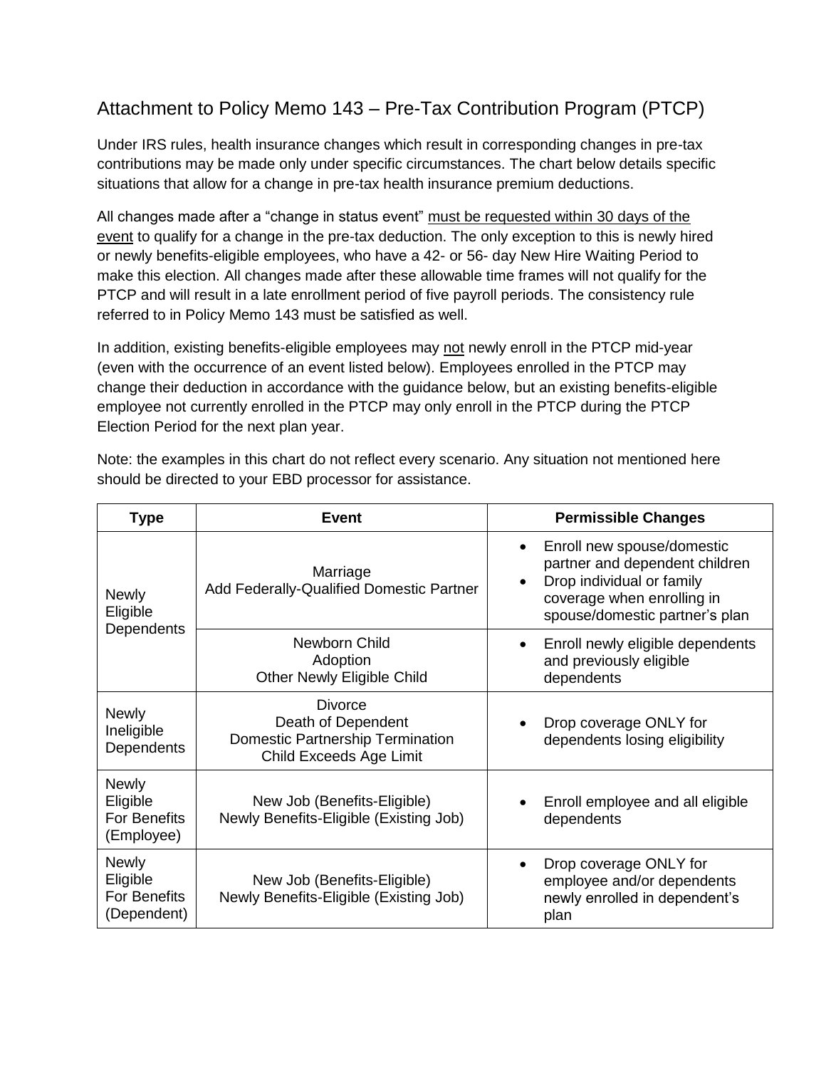# Attachment to Policy Memo 143 – Pre-Tax Contribution Program (PTCP)

Under IRS rules, health insurance changes which result in corresponding changes in pre-tax contributions may be made only under specific circumstances. The chart below details specific situations that allow for a change in pre-tax health insurance premium deductions.

All changes made after a "change in status event" <u>must be requested within 30 days of the event</u> to qualify for a change in the pre-tax deduction. The only exception to this is newly hired or newly benefits-eligible employees, who have a 42- or 56- day New Hire Waiting Period to make this election. All changes made after these allowable time frames will not qualify for the PTCP and will result in a late enrollment period of five payroll periods. The consistency rule referred to in Policy Memo 143 must be satisfied as well.

In addition, existing benefits-eligible employees may <u>not</u> newly enroll in the PTCP mid-year (even with the occurrence of an event listed below). Employees enrolled in the PTCP may change their deduction in accordance with the guidance below, but an existing benefits-eligible employee not currently enrolled in the PTCP may only enroll in the PTCP during the PTCP Election Period for the next plan year.

Note: the examples in this chart do not reflect every scenario. Any situation not mentioned here should be directed to your EBD processor for assistance.

| Type | Event | Permissible Changes |
|---|---|---|
| Newly Eligible Dependents | Marriage<br>Add Federally-Qualified Domestic Partner | • Enroll new spouse/domestic partner and dependent children<br>• Drop individual or family coverage when enrolling in spouse/domestic partner's plan |
| | Newborn Child<br>Adoption<br>Other Newly Eligible Child | • Enroll newly eligible dependents and previously eligible dependents |
| Newly Ineligible Dependents | Divorce<br>Death of Dependent<br>Domestic Partnership Termination<br>Child Exceeds Age Limit | • Drop coverage ONLY for dependents losing eligibility |
| Newly Eligible For Benefits (Employee) | New Job (Benefits-Eligible)<br>Newly Benefits-Eligible (Existing Job) | • Enroll employee and all eligible dependents |
| Newly Eligible For Benefits (Dependent) | New Job (Benefits-Eligible)<br>Newly Benefits-Eligible (Existing Job) | • Drop coverage ONLY for employee and/or dependents newly enrolled in dependent's plan |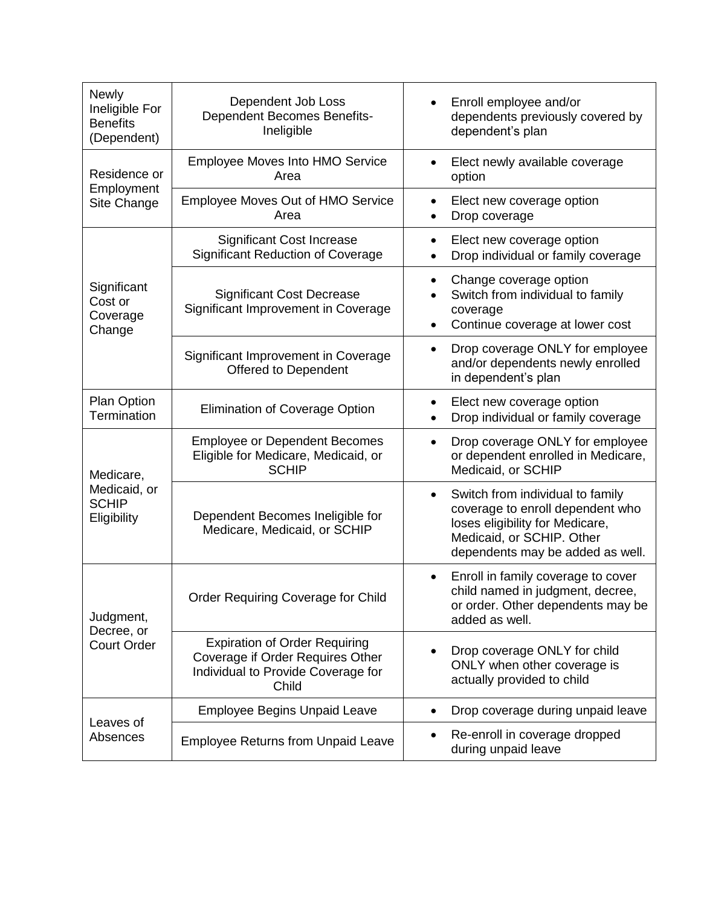| | | |
|---|---|---|
| Newly Ineligible For Benefits (Dependent) | Dependent Job Loss<br>Dependent Becomes Benefits-Ineligible | • Enroll employee and/or dependents previously covered by dependent's plan |
| Residence or Employment Site Change | Employee Moves Into HMO Service Area | • Elect newly available coverage option |
| | Employee Moves Out of HMO Service Area | • Elect new coverage option<br>• Drop coverage |
| Significant Cost or Coverage Change | Significant Cost Increase<br>Significant Reduction of Coverage | • Elect new coverage option<br>• Drop individual or family coverage |
| | Significant Cost Decrease<br>Significant Improvement in Coverage | • Change coverage option<br>• Switch from individual to family coverage<br>• Continue coverage at lower cost |
| | Significant Improvement in Coverage Offered to Dependent | • Drop coverage ONLY for employee and/or dependents newly enrolled in dependent's plan |
| Plan Option Termination | Elimination of Coverage Option | • Elect new coverage option<br>• Drop individual or family coverage |
| Medicare, Medicaid, or SCHIP Eligibility | Employee or Dependent Becomes Eligible for Medicare, Medicaid, or SCHIP | • Drop coverage ONLY for employee or dependent enrolled in Medicare, Medicaid, or SCHIP |
| | Dependent Becomes Ineligible for Medicare, Medicaid, or SCHIP | • Switch from individual to family coverage to enroll dependent who loses eligibility for Medicare, Medicaid, or SCHIP. Other dependents may be added as well. |
| Judgment, Decree, or Court Order | Order Requiring Coverage for Child | • Enroll in family coverage to cover child named in judgment, decree, or order. Other dependents may be added as well. |
| | Expiration of Order Requiring Coverage if Order Requires Other Individual to Provide Coverage for Child | • Drop coverage ONLY for child ONLY when other coverage is actually provided to child |
| Leaves of Absences | Employee Begins Unpaid Leave | • Drop coverage during unpaid leave |
| | Employee Returns from Unpaid Leave | • Re-enroll in coverage dropped during unpaid leave |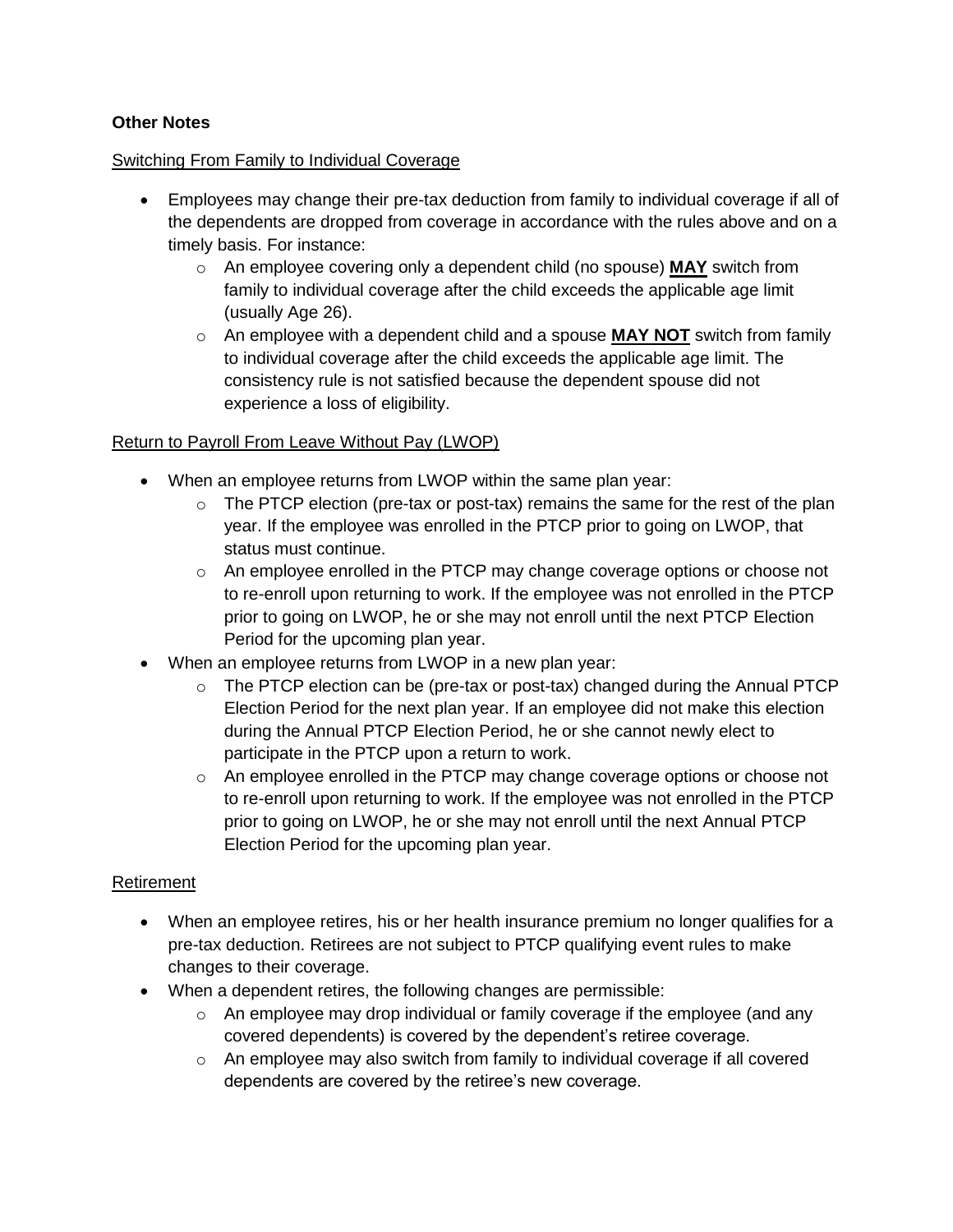**Other Notes**

Switching From Family to Individual Coverage

- Employees may change their pre-tax deduction from family to individual coverage if all of the dependents are dropped from coverage in accordance with the rules above and on a timely basis. For instance:
  - An employee covering only a dependent child (no spouse) **MAY** switch from family to individual coverage after the child exceeds the applicable age limit (usually Age 26).
  - An employee with a dependent child and a spouse **MAY NOT** switch from family to individual coverage after the child exceeds the applicable age limit. The consistency rule is not satisfied because the dependent spouse did not experience a loss of eligibility.

Return to Payroll From Leave Without Pay (LWOP)

- When an employee returns from LWOP within the same plan year:
  - The PTCP election (pre-tax or post-tax) remains the same for the rest of the plan year. If the employee was enrolled in the PTCP prior to going on LWOP, that status must continue.
  - An employee enrolled in the PTCP may change coverage options or choose not to re-enroll upon returning to work. If the employee was not enrolled in the PTCP prior to going on LWOP, he or she may not enroll until the next PTCP Election Period for the upcoming plan year.
- When an employee returns from LWOP in a new plan year:
  - The PTCP election can be (pre-tax or post-tax) changed during the Annual PTCP Election Period for the next plan year. If an employee did not make this election during the Annual PTCP Election Period, he or she cannot newly elect to participate in the PTCP upon a return to work.
  - An employee enrolled in the PTCP may change coverage options or choose not to re-enroll upon returning to work. If the employee was not enrolled in the PTCP prior to going on LWOP, he or she may not enroll until the next Annual PTCP Election Period for the upcoming plan year.

Retirement

- When an employee retires, his or her health insurance premium no longer qualifies for a pre-tax deduction. Retirees are not subject to PTCP qualifying event rules to make changes to their coverage.
- When a dependent retires, the following changes are permissible:
  - An employee may drop individual or family coverage if the employee (and any covered dependents) is covered by the dependent's retiree coverage.
  - An employee may also switch from family to individual coverage if all covered dependents are covered by the retiree's new coverage.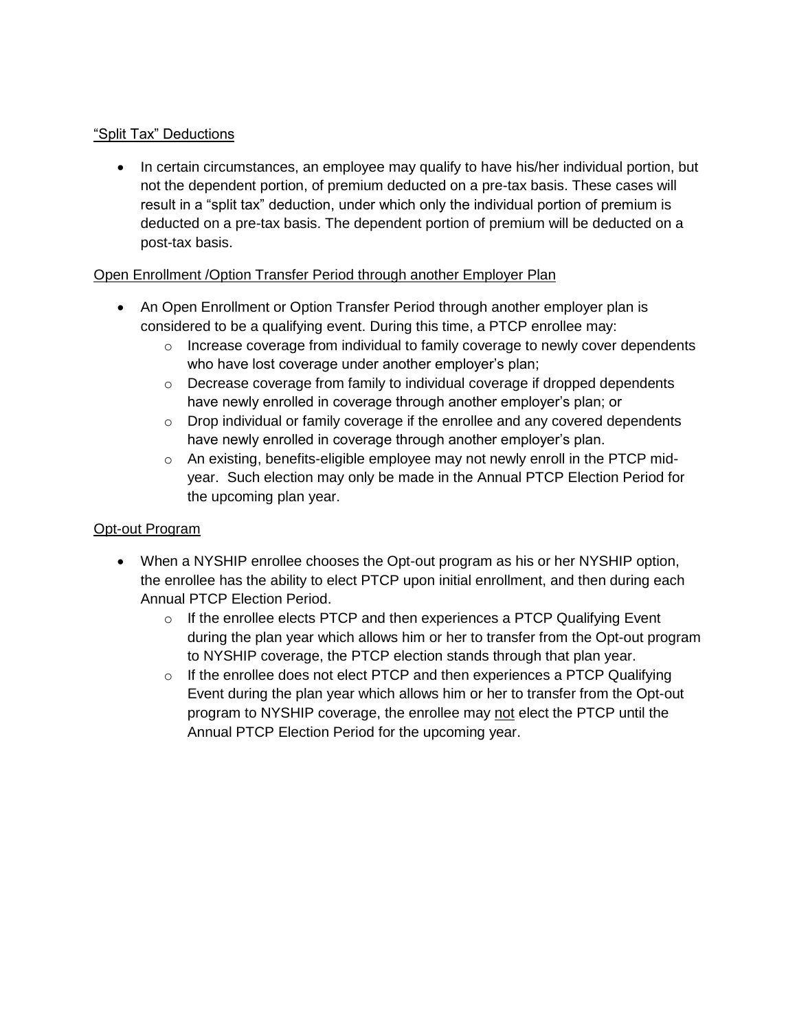<u>"Split Tax" Deductions</u>

- In certain circumstances, an employee may qualify to have his/her individual portion, but not the dependent portion, of premium deducted on a pre-tax basis. These cases will result in a "split tax" deduction, under which only the individual portion of premium is deducted on a pre-tax basis. The dependent portion of premium will be deducted on a post-tax basis.

<u>Open Enrollment /Option Transfer Period through another Employer Plan</u>

- An Open Enrollment or Option Transfer Period through another employer plan is considered to be a qualifying event. During this time, a PTCP enrollee may:
  - Increase coverage from individual to family coverage to newly cover dependents who have lost coverage under another employer's plan;
  - Decrease coverage from family to individual coverage if dropped dependents have newly enrolled in coverage through another employer's plan; or
  - Drop individual or family coverage if the enrollee and any covered dependents have newly enrolled in coverage through another employer's plan.
  - An existing, benefits-eligible employee may not newly enroll in the PTCP mid-year. Such election may only be made in the Annual PTCP Election Period for the upcoming plan year.

<u>Opt-out Program</u>

- When a NYSHIP enrollee chooses the Opt-out program as his or her NYSHIP option, the enrollee has the ability to elect PTCP upon initial enrollment, and then during each Annual PTCP Election Period.
  - If the enrollee elects PTCP and then experiences a PTCP Qualifying Event during the plan year which allows him or her to transfer from the Opt-out program to NYSHIP coverage, the PTCP election stands through that plan year.
  - If the enrollee does not elect PTCP and then experiences a PTCP Qualifying Event during the plan year which allows him or her to transfer from the Opt-out program to NYSHIP coverage, the enrollee may <u>not</u> elect the PTCP until the Annual PTCP Election Period for the upcoming year.